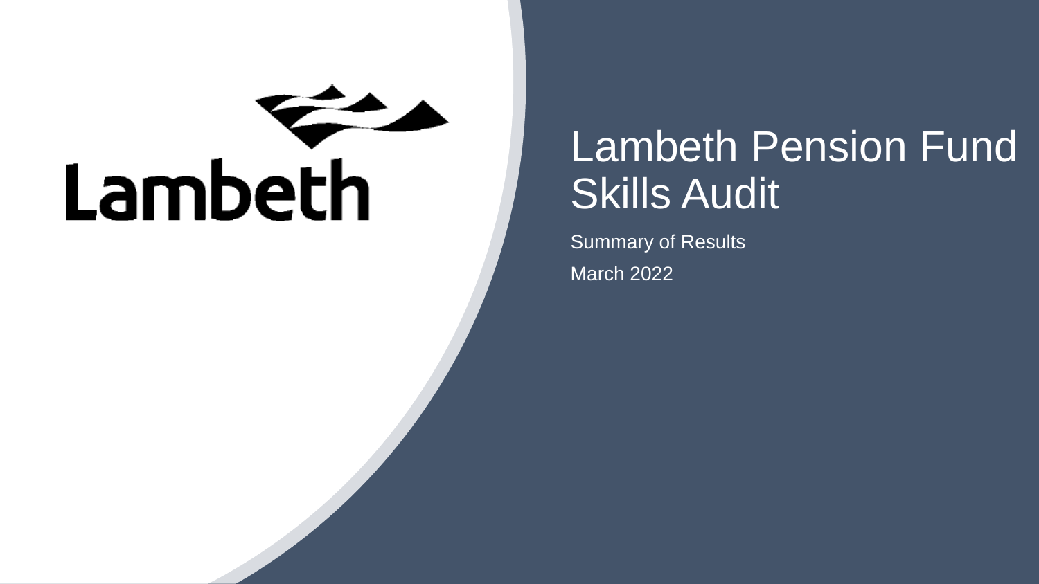Lambeth

# Lambeth Pension Fund Skills Audit

Summary of Results

March 2022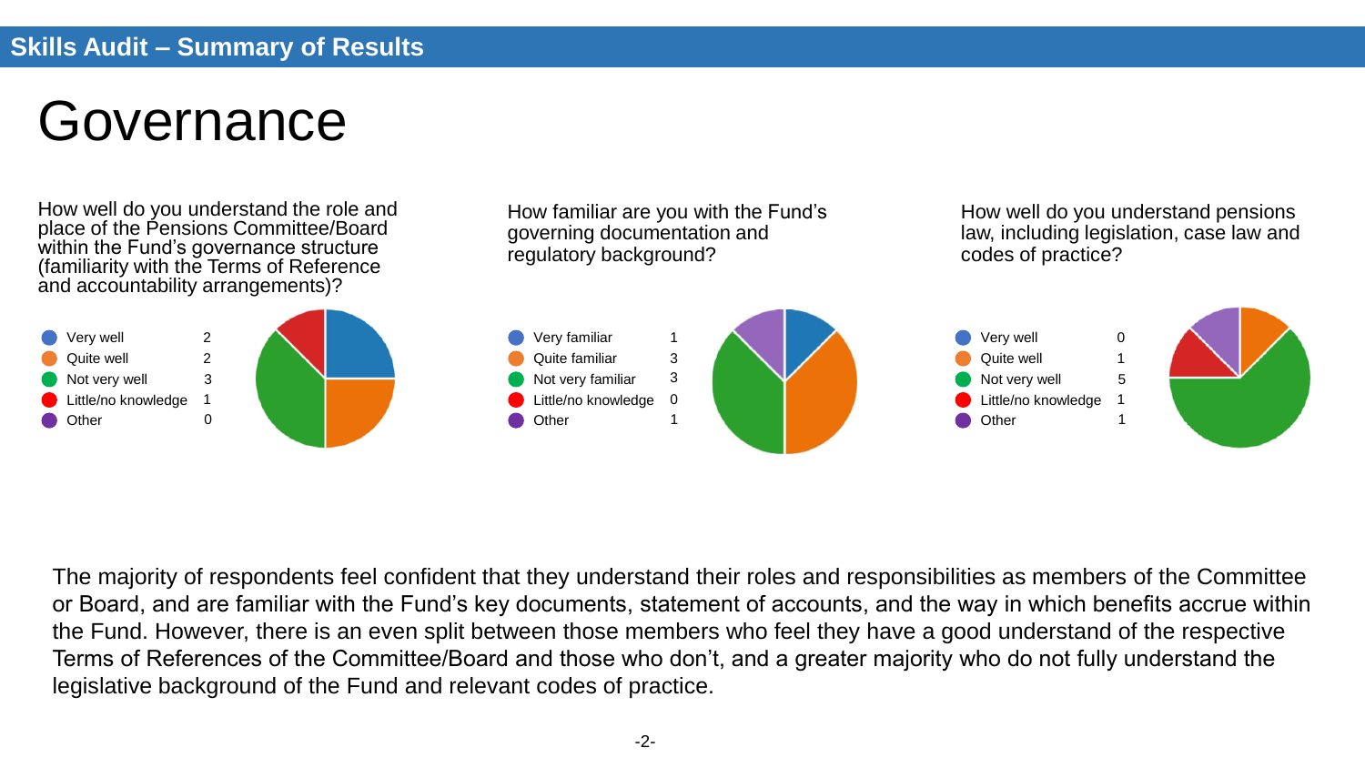## Skills Audit – Summary of Results

# Governance

**How well do you understand the role and place of the Pensions Committee/Board within the Fund's governance structure (familiarity with the Terms of Reference and accountability arrangements)?**

| Response | Count |
| --- | --- |
| Very well | 2 |
| Quite well | 2 |
| Not very well | 3 |
| Little/no knowledge | 1 |
| Other | 0 |

**How familiar are you with the Fund's governing documentation and regulatory background?**

| Response | Count |
| --- | --- |
| Very familiar | 1 |
| Quite familiar | 3 |
| Not very familiar | 3 |
| Little/no knowledge | 0 |
| Other | 1 |

**How well do you understand pensions law, including legislation, case law and codes of practice?**

| Response | Count |
| --- | --- |
| Very well | 0 |
| Quite well | 1 |
| Not very well | 5 |
| Little/no knowledge | 1 |
| Other | 1 |

The majority of respondents feel confident that they understand their roles and responsibilities as members of the Committee or Board, and are familiar with the Fund's key documents, statement of accounts, and the way in which benefits accrue within the Fund. However, there is an even split between those members who feel they have a good understand of the respective Terms of References of the Committee/Board and those who don't, and a greater majority who do not fully understand the legislative background of the Fund and relevant codes of practice.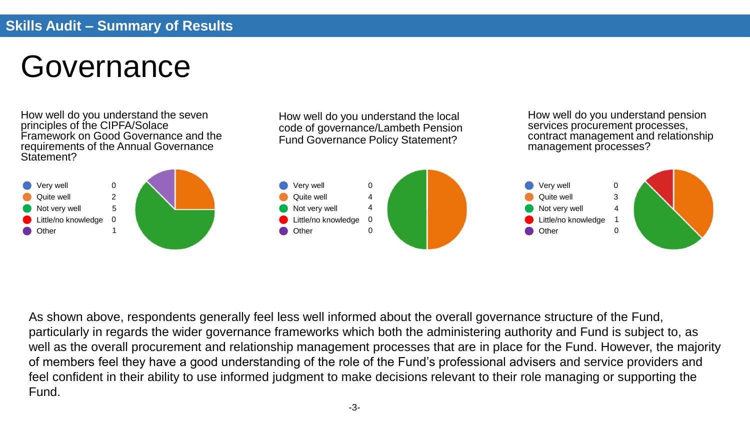## Skills Audit – Summary of Results

# Governance

**How well do you understand the seven principles of the CIPFA/Solace Framework on Good Governance and the requirements of the Annual Governance Statement?**

| Response | Count |
|---|---|
| Very well | 0 |
| Quite well | 2 |
| Not very well | 5 |
| Little/no knowledge | 0 |
| Other | 1 |

**How well do you understand the local code of governance/Lambeth Pension Fund Governance Policy Statement?**

| Response | Count |
|---|---|
| Very well | 0 |
| Quite well | 4 |
| Not very well | 4 |
| Little/no knowledge | 0 |
| Other | 0 |

**How well do you understand pension services procurement processes, contract management and relationship management processes?**

| Response | Count |
|---|---|
| Very well | 0 |
| Quite well | 3 |
| Not very well | 4 |
| Little/no knowledge | 1 |
| Other | 0 |

As shown above, respondents generally feel less well informed about the overall governance structure of the Fund, particularly in regards the wider governance frameworks which both the administering authority and Fund is subject to, as well as the overall procurement and relationship management processes that are in place for the Fund. However, the majority of members feel they have a good understanding of the role of the Fund's professional advisers and service providers and feel confident in their ability to use informed judgment to make decisions relevant to their role managing or supporting the Fund.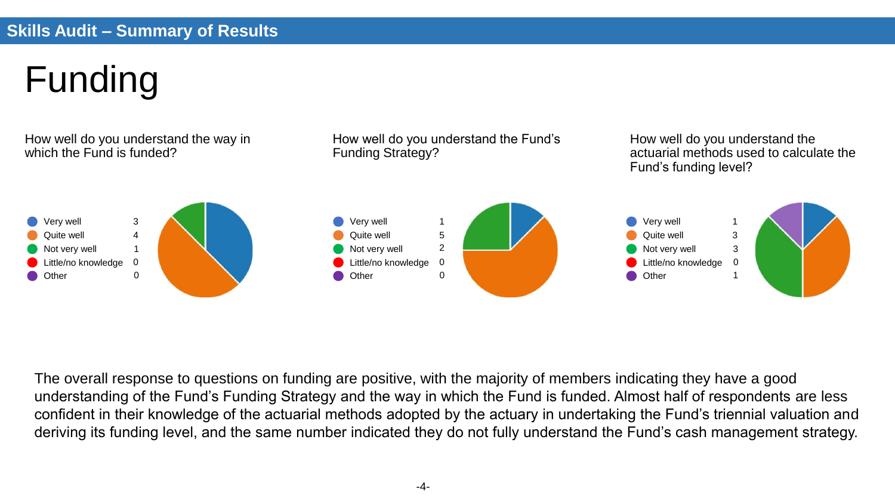## Skills Audit – Summary of Results

# Funding

**How well do you understand the way in which the Fund is funded?**

| Response | Count |
| --- | --- |
| Very well | 3 |
| Quite well | 4 |
| Not very well | 1 |
| Little/no knowledge | 0 |
| Other | 0 |

**How well do you understand the Fund's Funding Strategy?**

| Response | Count |
| --- | --- |
| Very well | 1 |
| Quite well | 5 |
| Not very well | 2 |
| Little/no knowledge | 0 |
| Other | 0 |

**How well do you understand the actuarial methods used to calculate the Fund's funding level?**

| Response | Count |
| --- | --- |
| Very well | 1 |
| Quite well | 3 |
| Not very well | 3 |
| Little/no knowledge | 0 |
| Other | 1 |

The overall response to questions on funding are positive, with the majority of members indicating they have a good understanding of the Fund's Funding Strategy and the way in which the Fund is funded. Almost half of respondents are less confident in their knowledge of the actuarial methods adopted by the actuary in undertaking the Fund's triennial valuation and deriving its funding level, and the same number indicated they do not fully understand the Fund's cash management strategy.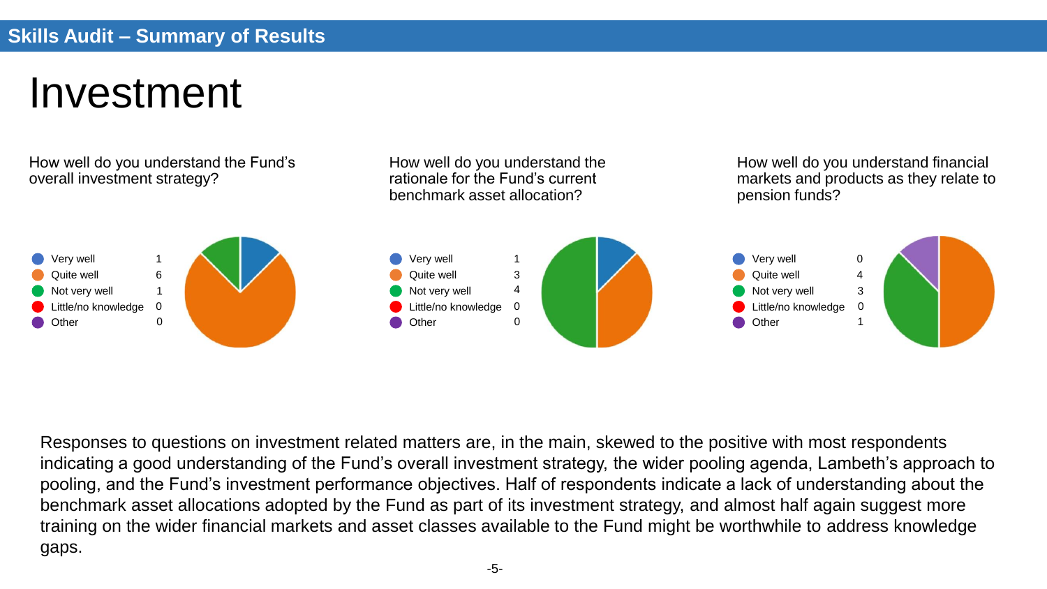# Investment

How well do you understand the Fund's overall investment strategy?

| Response | Count |
|---|---|
| Very well | 1 |
| Quite well | 6 |
| Not very well | 1 |
| Little/no knowledge | 0 |
| Other | 0 |

How well do you understand the rationale for the Fund's current benchmark asset allocation?

| Response | Count |
|---|---|
| Very well | 1 |
| Quite well | 3 |
| Not very well | 4 |
| Little/no knowledge | 0 |
| Other | 0 |

How well do you understand financial markets and products as they relate to pension funds?

| Response | Count |
|---|---|
| Very well | 0 |
| Quite well | 4 |
| Not very well | 3 |
| Little/no knowledge | 0 |
| Other | 1 |

Responses to questions on investment related matters are, in the main, skewed to the positive with most respondents indicating a good understanding of the Fund's overall investment strategy, the wider pooling agenda, Lambeth's approach to pooling, and the Fund's investment performance objectives. Half of respondents indicate a lack of understanding about the benchmark asset allocations adopted by the Fund as part of its investment strategy, and almost half again suggest more training on the wider financial markets and asset classes available to the Fund might be worthwhile to address knowledge gaps.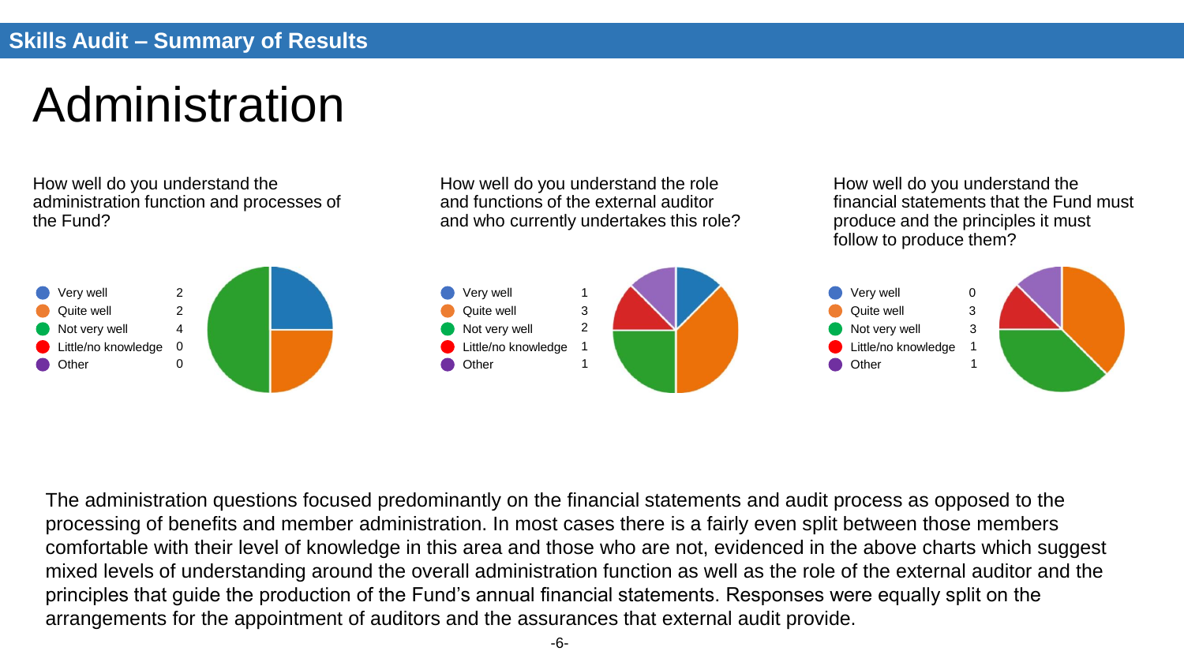# Administration

How well do you understand the administration function and processes of the Fund?

| Response | Count |
| --- | --- |
| Very well | 2 |
| Quite well | 2 |
| Not very well | 4 |
| Little/no knowledge | 0 |
| Other | 0 |

How well do you understand the role and functions of the external auditor and who currently undertakes this role?

| Response | Count |
| --- | --- |
| Very well | 1 |
| Quite well | 3 |
| Not very well | 2 |
| Little/no knowledge | 1 |
| Other | 1 |

How well do you understand the financial statements that the Fund must produce and the principles it must follow to produce them?

| Response | Count |
| --- | --- |
| Very well | 0 |
| Quite well | 3 |
| Not very well | 3 |
| Little/no knowledge | 1 |
| Other | 1 |

The administration questions focused predominantly on the financial statements and audit process as opposed to the processing of benefits and member administration. In most cases there is a fairly even split between those members comfortable with their level of knowledge in this area and those who are not, evidenced in the above charts which suggest mixed levels of understanding around the overall administration function as well as the role of the external auditor and the principles that guide the production of the Fund's annual financial statements. Responses were equally split on the arrangements for the appointment of auditors and the assurances that external audit provide.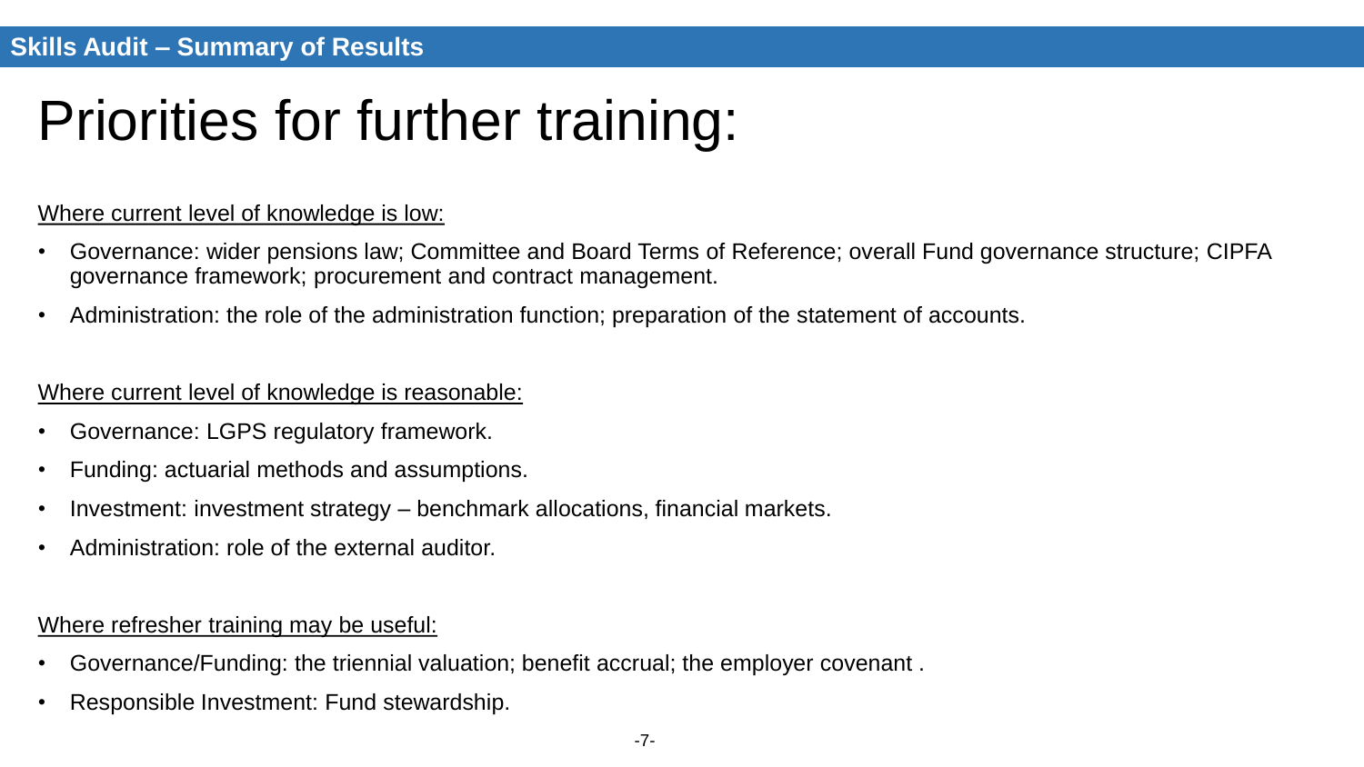## Skills Audit – Summary of Results

# Priorities for further training:

Where current level of knowledge is low:

- Governance: wider pensions law; Committee and Board Terms of Reference; overall Fund governance structure; CIPFA governance framework; procurement and contract management.
- Administration: the role of the administration function; preparation of the statement of accounts.

Where current level of knowledge is reasonable:

- Governance: LGPS regulatory framework.
- Funding: actuarial methods and assumptions.
- Investment: investment strategy – benchmark allocations, financial markets.
- Administration: role of the external auditor.

Where refresher training may be useful:

- Governance/Funding: the triennial valuation; benefit accrual; the employer covenant .
- Responsible Investment: Fund stewardship.